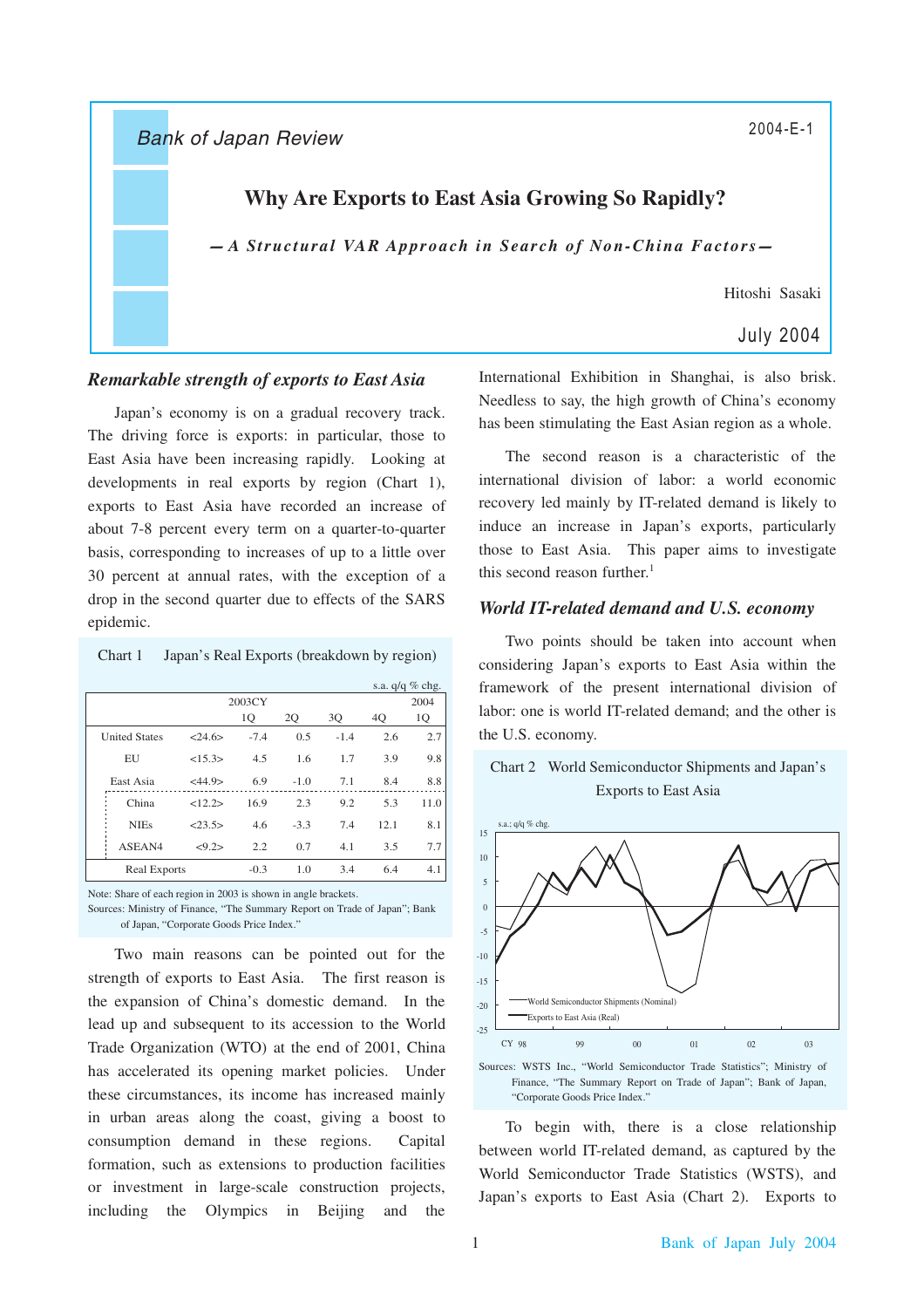Bank of Japan Review

2004-E-1

# Why Are Exports to East Asia Growing So Rapidly?

*— A Structural VAR Approach in Search of Non-China Factors —*

Hitoshi Sasaki

July 2004

## *Remarkable strength of exports to East Asia*

Japan's economy is on a gradual recovery track. The driving force is exports: in particular, those to East Asia have been increasing rapidly. Looking at developments in real exports by region (Chart 1), exports to East Asia have recorded an increase of about 7-8 percent every term on a quarter-to-quarter basis, corresponding to increases of up to a little over 30 percent at annual rates, with the exception of a drop in the second quarter due to effects of the SARS epidemic.

Chart 1 Japan's Real Exports (breakdown by region)

s.a. q/q % chg.

| | | 2003CY 1Q | 2Q | 3Q | 4Q | 2004 1Q |
|---|---|---|---|---|---|---|
| United States | <24.6> | -7.4 | 0.5 | -1.4 | 2.6 | 2.7 |
| EU | <15.3> | 4.5 | 1.6 | 1.7 | 3.9 | 9.8 |
| East Asia | <44.9> | 6.9 | -1.0 | 7.1 | 8.4 | 8.8 |
| China | <12.2> | 16.9 | 2.3 | 9.2 | 5.3 | 11.0 |
| NIEs | <23.5> | 4.6 | -3.3 | 7.4 | 12.1 | 8.1 |
| ASEAN4 | <9.2> | 2.2 | 0.7 | 4.1 | 3.5 | 7.7 |
| Real Exports | | -0.3 | 1.0 | 3.4 | 6.4 | 4.1 |

Note: Share of each region in 2003 is shown in angle brackets.
Sources: Ministry of Finance, "The Summary Report on Trade of Japan"; Bank of Japan, "Corporate Goods Price Index."

Two main reasons can be pointed out for the strength of exports to East Asia. The first reason is the expansion of China's domestic demand. In the lead up and subsequent to its accession to the World Trade Organization (WTO) at the end of 2001, China has accelerated its opening market policies. Under these circumstances, its income has increased mainly in urban areas along the coast, giving a boost to consumption demand in these regions. Capital formation, such as extensions to production facilities or investment in large-scale construction projects, including the Olympics in Beijing and the International Exhibition in Shanghai, is also brisk. Needless to say, the high growth of China's economy has been stimulating the East Asian region as a whole.

The second reason is a characteristic of the international division of labor: a world economic recovery led mainly by IT-related demand is likely to induce an increase in Japan's exports, particularly those to East Asia. This paper aims to investigate this second reason further.[1]

## *World IT-related demand and U.S. economy*

Two points should be taken into account when considering Japan's exports to East Asia within the framework of the present international division of labor: one is world IT-related demand; and the other is the U.S. economy.

Chart 2 World Semiconductor Shipments and Japan's Exports to East Asia

Sources: WSTS Inc., "World Semiconductor Trade Statistics"; Ministry of Finance, "The Summary Report on Trade of Japan"; Bank of Japan, "Corporate Goods Price Index."

To begin with, there is a close relationship between world IT-related demand, as captured by the World Semiconductor Trade Statistics (WSTS), and Japan's exports to East Asia (Chart 2). Exports to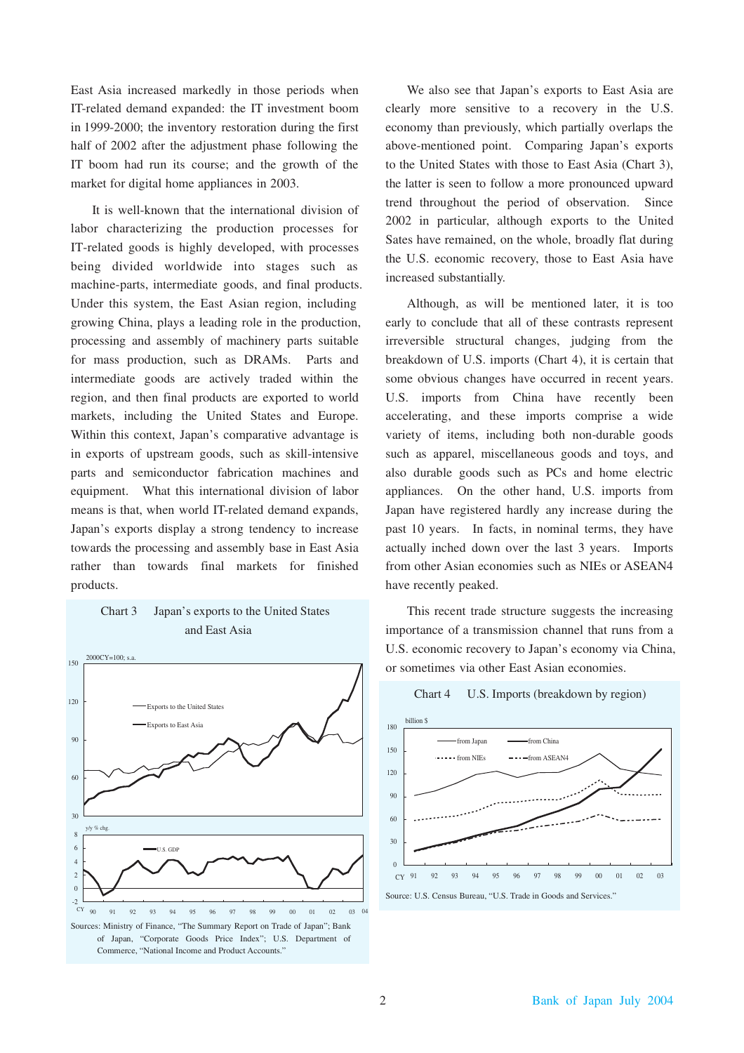East Asia increased markedly in those periods when IT-related demand expanded: the IT investment boom in 1999-2000; the inventory restoration during the first half of 2002 after the adjustment phase following the IT boom had run its course; and the growth of the market for digital home appliances in 2003.

It is well-known that the international division of labor characterizing the production processes for IT-related goods is highly developed, with processes being divided worldwide into stages such as machine-parts, intermediate goods, and final products. Under this system, the East Asian region, including growing China, plays a leading role in the production, processing and assembly of machinery parts suitable for mass production, such as DRAMs. Parts and intermediate goods are actively traded within the region, and then final products are exported to world markets, including the United States and Europe. Within this context, Japan's comparative advantage is in exports of upstream goods, such as skill-intensive parts and semiconductor fabrication machines and equipment. What this international division of labor means is that, when world IT-related demand expands, Japan's exports display a strong tendency to increase towards the processing and assembly base in East Asia rather than towards final markets for finished products.

Chart 3 Japan's exports to the United States and East Asia

Sources: Ministry of Finance, "The Summary Report on Trade of Japan"; Bank of Japan, "Corporate Goods Price Index"; U.S. Department of Commerce, "National Income and Product Accounts."

We also see that Japan's exports to East Asia are clearly more sensitive to a recovery in the U.S. economy than previously, which partially overlaps the above-mentioned point. Comparing Japan's exports to the United States with those to East Asia (Chart 3), the latter is seen to follow a more pronounced upward trend throughout the period of observation. Since 2002 in particular, although exports to the United Sates have remained, on the whole, broadly flat during the U.S. economic recovery, those to East Asia have increased substantially.

Although, as will be mentioned later, it is too early to conclude that all of these contrasts represent irreversible structural changes, judging from the breakdown of U.S. imports (Chart 4), it is certain that some obvious changes have occurred in recent years. U.S. imports from China have recently been accelerating, and these imports comprise a wide variety of items, including both non-durable goods such as apparel, miscellaneous goods and toys, and also durable goods such as PCs and home electric appliances. On the other hand, U.S. imports from Japan have registered hardly any increase during the past 10 years. In facts, in nominal terms, they have actually inched down over the last 3 years. Imports from other Asian economies such as NIEs or ASEAN4 have recently peaked.

This recent trade structure suggests the increasing importance of a transmission channel that runs from a U.S. economic recovery to Japan's economy via China, or sometimes via other East Asian economies.

Chart 4 U.S. Imports (breakdown by region)

Source: U.S. Census Bureau, "U.S. Trade in Goods and Services."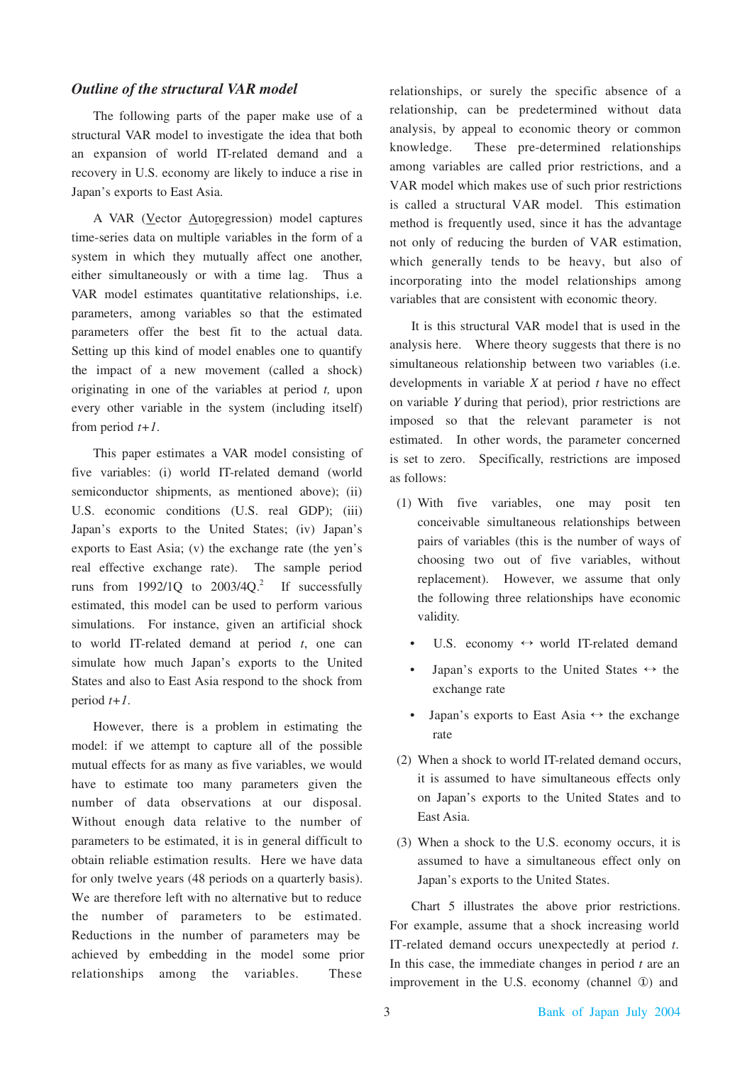### *Outline of the structural VAR model*

The following parts of the paper make use of a structural VAR model to investigate the idea that both an expansion of world IT-related demand and a recovery in U.S. economy are likely to induce a rise in Japan's exports to East Asia.

A VAR (Vector Autoregression) model captures time-series data on multiple variables in the form of a system in which they mutually affect one another, either simultaneously or with a time lag. Thus a VAR model estimates quantitative relationships, i.e. parameters, among variables so that the estimated parameters offer the best fit to the actual data. Setting up this kind of model enables one to quantify the impact of a new movement (called a shock) originating in one of the variables at period *t,* upon every other variable in the system (including itself) from period *t+1*.

This paper estimates a VAR model consisting of five variables: (i) world IT-related demand (world semiconductor shipments, as mentioned above); (ii) U.S. economic conditions (U.S. real GDP); (iii) Japan's exports to the United States; (iv) Japan's exports to East Asia; (v) the exchange rate (the yen's real effective exchange rate). The sample period runs from 1992/1Q to 2003/4Q.[2] If successfully estimated, this model can be used to perform various simulations. For instance, given an artificial shock to world IT-related demand at period *t*, one can simulate how much Japan's exports to the United States and also to East Asia respond to the shock from period *t+1*.

However, there is a problem in estimating the model: if we attempt to capture all of the possible mutual effects for as many as five variables, we would have to estimate too many parameters given the number of data observations at our disposal. Without enough data relative to the number of parameters to be estimated, it is in general difficult to obtain reliable estimation results. Here we have data for only twelve years (48 periods on a quarterly basis). We are therefore left with no alternative but to reduce the number of parameters to be estimated. Reductions in the number of parameters may be achieved by embedding in the model some prior relationships among the variables. These relationships, or surely the specific absence of a relationship, can be predetermined without data analysis, by appeal to economic theory or common knowledge. These pre-determined relationships among variables are called prior restrictions, and a VAR model which makes use of such prior restrictions is called a structural VAR model. This estimation method is frequently used, since it has the advantage not only of reducing the burden of VAR estimation, which generally tends to be heavy, but also of incorporating into the model relationships among variables that are consistent with economic theory.

It is this structural VAR model that is used in the analysis here. Where theory suggests that there is no simultaneous relationship between two variables (i.e. developments in variable *X* at period *t* have no effect on variable *Y* during that period), prior restrictions are imposed so that the relevant parameter is not estimated. In other words, the parameter concerned is set to zero. Specifically, restrictions are imposed as follows:

(1) With five variables, one may posit ten conceivable simultaneous relationships between pairs of variables (this is the number of ways of choosing two out of five variables, without replacement). However, we assume that only the following three relationships have economic validity.

- U.S. economy ↔ world IT-related demand
- Japan's exports to the United States ↔ the exchange rate
- Japan's exports to East Asia ↔ the exchange rate

(2) When a shock to world IT-related demand occurs, it is assumed to have simultaneous effects only on Japan's exports to the United States and to East Asia.

(3) When a shock to the U.S. economy occurs, it is assumed to have a simultaneous effect only on Japan's exports to the United States.

Chart 5 illustrates the above prior restrictions. For example, assume that a shock increasing world IT-related demand occurs unexpectedly at period *t*. In this case, the immediate changes in period *t* are an improvement in the U.S. economy (channel ①) and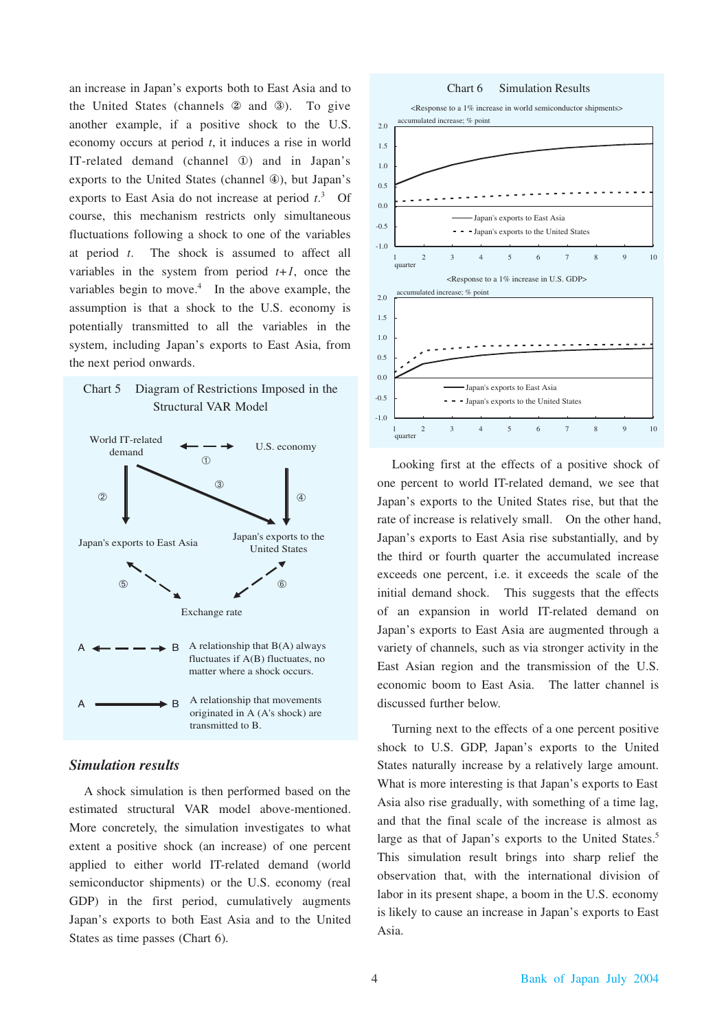an increase in Japan's exports both to East Asia and to the United States (channels ② and ③). To give another example, if a positive shock to the U.S. economy occurs at period $t$, it induces a rise in world IT-related demand (channel ①) and in Japan's exports to the United States (channel ④), but Japan's exports to East Asia do not increase at period $t$.[3] Of course, this mechanism restricts only simultaneous fluctuations following a shock to one of the variables at period $t$. The shock is assumed to affect all variables in the system from period $t+1$, once the variables begin to move.[4] In the above example, the assumption is that a shock to the U.S. economy is potentially transmitted to all the variables in the system, including Japan's exports to East Asia, from the next period onwards.

Chart 5 Diagram of Restrictions Imposed in the Structural VAR Model

World IT-related demand ← ① → U.S. economy

World IT-related demand —②→ Japan's exports to East Asia

World IT-related demand —③→ Japan's exports to the United States

U.S. economy —④→ Japan's exports to the United States

Japan's exports to East Asia ← ⑤ → Exchange rate

Japan's exports to the United States ← ⑥ → Exchange rate

A ← — — → B : A relationship that B(A) always fluctuates if A(B) fluctuates, no matter where a shock occurs.

A ——→ B : A relationship that movements originated in A (A's shock) are transmitted to B.

## *Simulation results*

A shock simulation is then performed based on the estimated structural VAR model above-mentioned. More concretely, the simulation investigates to what extent a positive shock (an increase) of one percent applied to either world IT-related demand (world semiconductor shipments) or the U.S. economy (real GDP) in the first period, cumulatively augments Japan's exports to both East Asia and to the United States as time passes (Chart 6).

Chart 6 Simulation Results

<Response to a 1% increase in world semiconductor shipments>

accumulated increase; % point

(Solid line: Japan's exports to East Asia; dashed line: Japan's exports to the United States; horizontal axis: quarter, 1–10)

<Response to a 1% increase in U.S. GDP>

accumulated increase; % point

(Solid line: Japan's exports to East Asia; dashed line: Japan's exports to the United States; horizontal axis: quarter, 1–10)

Looking first at the effects of a positive shock of one percent to world IT-related demand, we see that Japan's exports to the United States rise, but that the rate of increase is relatively small. On the other hand, Japan's exports to East Asia rise substantially, and by the third or fourth quarter the accumulated increase exceeds one percent, i.e. it exceeds the scale of the initial demand shock. This suggests that the effects of an expansion in world IT-related demand on Japan's exports to East Asia are augmented through a variety of channels, such as via stronger activity in the East Asian region and the transmission of the U.S. economic boom to East Asia. The latter channel is discussed further below.

Turning next to the effects of a one percent positive shock to U.S. GDP, Japan's exports to the United States naturally increase by a relatively large amount. What is more interesting is that Japan's exports to East Asia also rise gradually, with something of a time lag, and that the final scale of the increase is almost as large as that of Japan's exports to the United States.[5] This simulation result brings into sharp relief the observation that, with the international division of labor in its present shape, a boom in the U.S. economy is likely to cause an increase in Japan's exports to East Asia.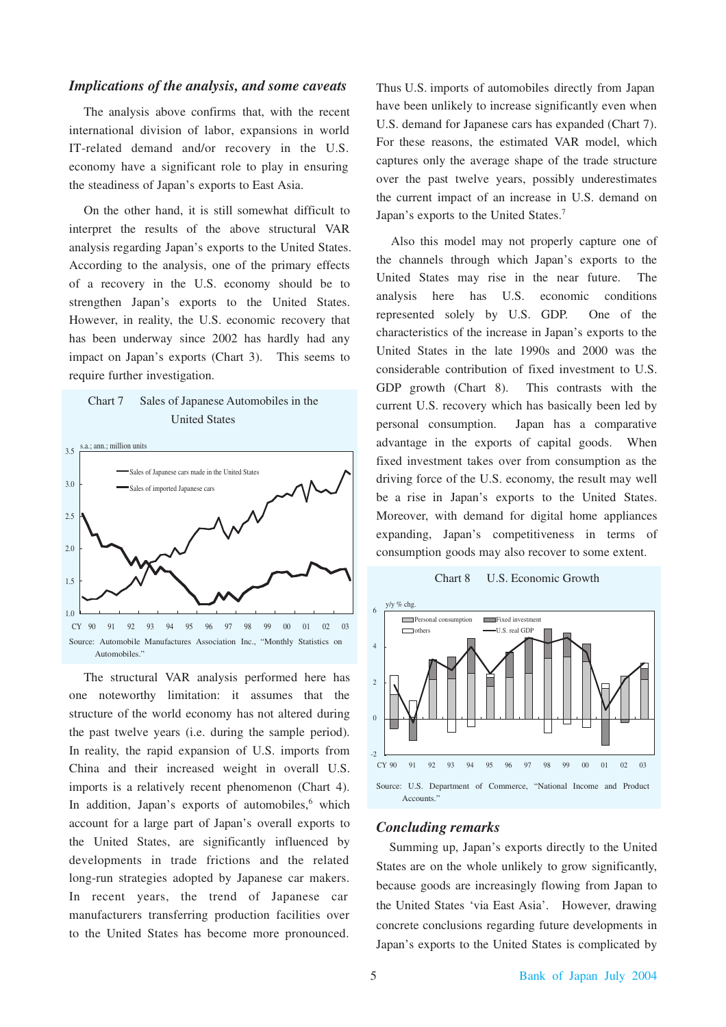### *Implications of the analysis, and some caveats*

The analysis above confirms that, with the recent international division of labor, expansions in world IT-related demand and/or recovery in the U.S. economy have a significant role to play in ensuring the steadiness of Japan's exports to East Asia.

On the other hand, it is still somewhat difficult to interpret the results of the above structural VAR analysis regarding Japan's exports to the United States. According to the analysis, one of the primary effects of a recovery in the U.S. economy should be to strengthen Japan's exports to the United States. However, in reality, the U.S. economic recovery that has been underway since 2002 has hardly had any impact on Japan's exports (Chart 3). This seems to require further investigation.

Chart 7 Sales of Japanese Automobiles in the United States

Source: Automobile Manufactures Association Inc., "Monthly Statistics on Automobiles."

The structural VAR analysis performed here has one noteworthy limitation: it assumes that the structure of the world economy has not altered during the past twelve years (i.e. during the sample period). In reality, the rapid expansion of U.S. imports from China and their increased weight in overall U.S. imports is a relatively recent phenomenon (Chart 4). In addition, Japan's exports of automobiles,[6] which account for a large part of Japan's overall exports to the United States, are significantly influenced by developments in trade frictions and the related long-run strategies adopted by Japanese car makers. In recent years, the trend of Japanese car manufacturers transferring production facilities over to the United States has become more pronounced. Thus U.S. imports of automobiles directly from Japan have been unlikely to increase significantly even when U.S. demand for Japanese cars has expanded (Chart 7). For these reasons, the estimated VAR model, which captures only the average shape of the trade structure over the past twelve years, possibly underestimates the current impact of an increase in U.S. demand on Japan's exports to the United States.[7]

Also this model may not properly capture one of the channels through which Japan's exports to the United States may rise in the near future. The analysis here has U.S. economic conditions represented solely by U.S. GDP. One of the characteristics of the increase in Japan's exports to the United States in the late 1990s and 2000 was the considerable contribution of fixed investment to U.S. GDP growth (Chart 8). This contrasts with the current U.S. recovery which has basically been led by personal consumption. Japan has a comparative advantage in the exports of capital goods. When fixed investment takes over from consumption as the driving force of the U.S. economy, the result may well be a rise in Japan's exports to the United States. Moreover, with demand for digital home appliances expanding, Japan's competitiveness in terms of consumption goods may also recover to some extent.

Chart 8 U.S. Economic Growth

Source: U.S. Department of Commerce, "National Income and Product Accounts."

### *Concluding remarks*

Summing up, Japan's exports directly to the United States are on the whole unlikely to grow significantly, because goods are increasingly flowing from Japan to the United States 'via East Asia'. However, drawing concrete conclusions regarding future developments in Japan's exports to the United States is complicated by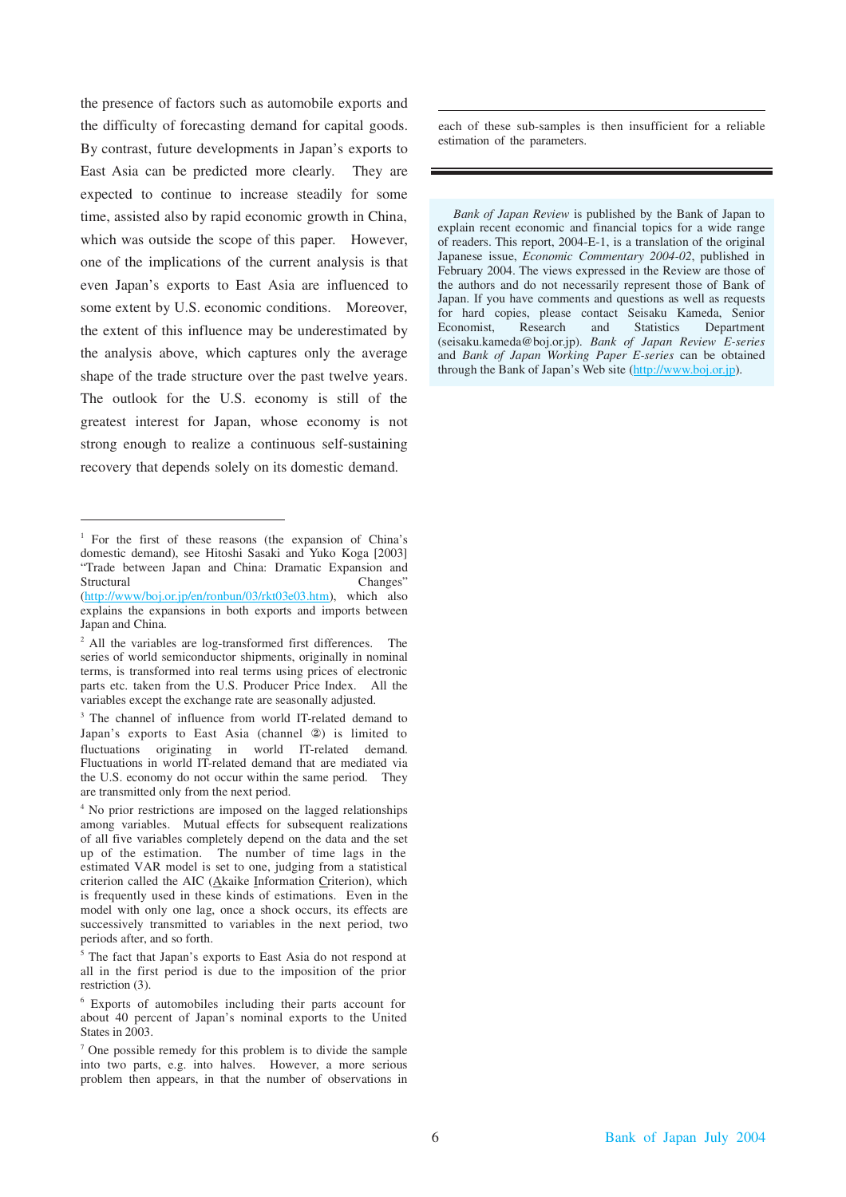the presence of factors such as automobile exports and the difficulty of forecasting demand for capital goods. By contrast, future developments in Japan's exports to East Asia can be predicted more clearly. They are expected to continue to increase steadily for some time, assisted also by rapid economic growth in China, which was outside the scope of this paper. However, one of the implications of the current analysis is that even Japan's exports to East Asia are influenced to some extent by U.S. economic conditions. Moreover, the extent of this influence may be underestimated by the analysis above, which captures only the average shape of the trade structure over the past twelve years. The outlook for the U.S. economy is still of the greatest interest for Japan, whose economy is not strong enough to realize a continuous self-sustaining recovery that depends solely on its domestic demand.

---

[1] For the first of these reasons (the expansion of China's domestic demand), see Hitoshi Sasaki and Yuko Koga [2003] "Trade between Japan and China: Dramatic Expansion and Structural Changes" (http://www/boj.or.jp/en/ronbun/03/rkt03e03.htm), which also explains the expansions in both exports and imports between Japan and China.

[2] All the variables are log-transformed first differences. The series of world semiconductor shipments, originally in nominal terms, is transformed into real terms using prices of electronic parts etc. taken from the U.S. Producer Price Index. All the variables except the exchange rate are seasonally adjusted.

[3] The channel of influence from world IT-related demand to Japan's exports to East Asia (channel ②) is limited to fluctuations originating in world IT-related demand. Fluctuations in world IT-related demand that are mediated via the U.S. economy do not occur within the same period. They are transmitted only from the next period.

[4] No prior restrictions are imposed on the lagged relationships among variables. Mutual effects for subsequent realizations of all five variables completely depend on the data and the set up of the estimation. The number of time lags in the estimated VAR model is set to one, judging from a statistical criterion called the AIC (Akaike Information Criterion), which is frequently used in these kinds of estimations. Even in the model with only one lag, once a shock occurs, its effects are successively transmitted to variables in the next period, two periods after, and so forth.

[5] The fact that Japan's exports to East Asia do not respond at all in the first period is due to the imposition of the prior restriction (3).

[6] Exports of automobiles including their parts account for about 40 percent of Japan's nominal exports to the United States in 2003.

[7] One possible remedy for this problem is to divide the sample into two parts, e.g. into halves. However, a more serious problem then appears, in that the number of observations in each of these sub-samples is then insufficient for a reliable estimation of the parameters.

---

*Bank of Japan Review* is published by the Bank of Japan to explain recent economic and financial topics for a wide range of readers. This report, 2004-E-1, is a translation of the original Japanese issue, *Economic Commentary 2004-02*, published in February 2004. The views expressed in the Review are those of the authors and do not necessarily represent those of Bank of Japan. If you have comments and questions as well as requests for hard copies, please contact Seisaku Kameda, Senior Economist, Research and Statistics Department (seisaku.kameda@boj.or.jp). *Bank of Japan Review E-series* and *Bank of Japan Working Paper E-series* can be obtained through the Bank of Japan's Web site (http://www.boj.or.jp).